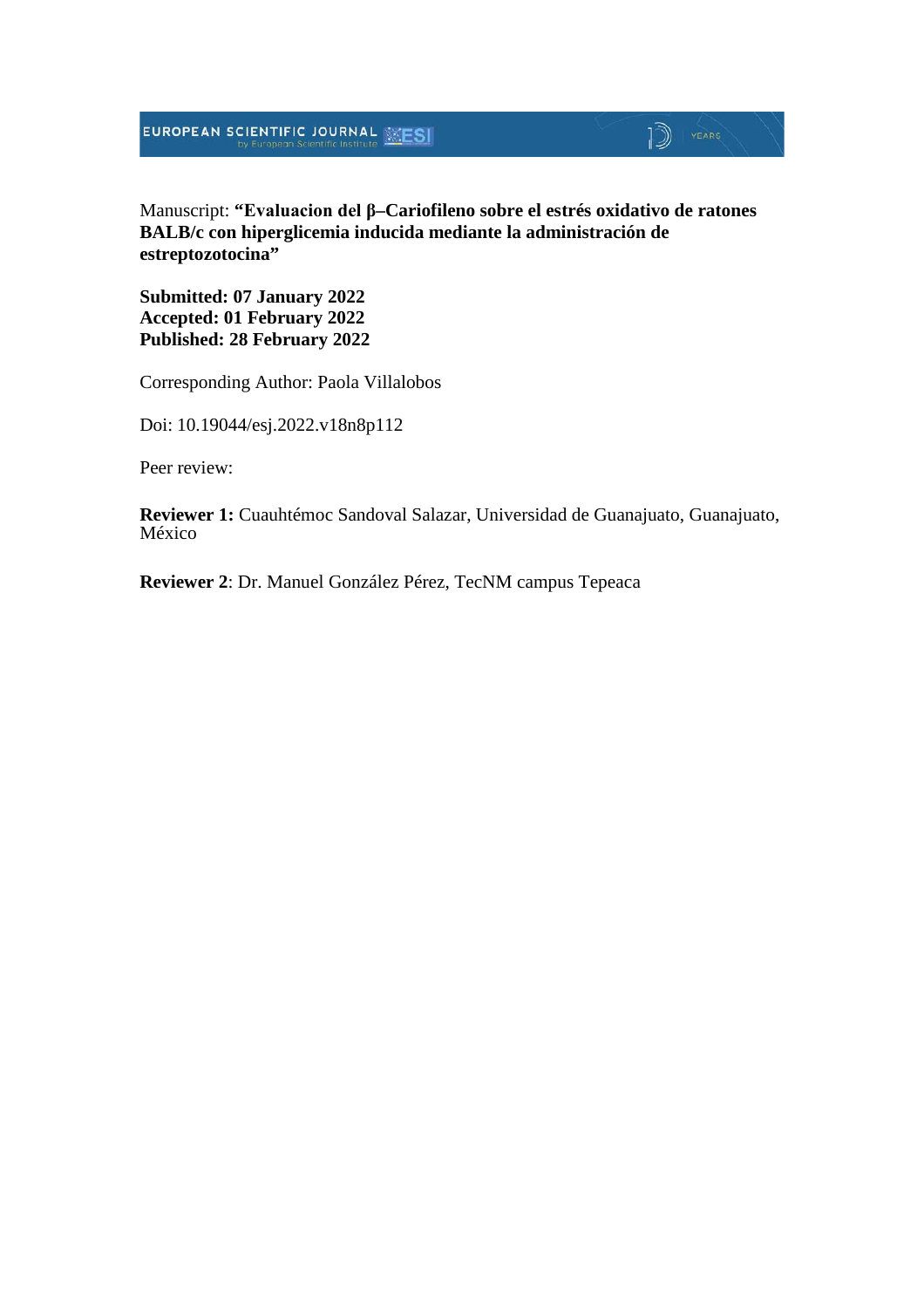Manuscript: **“Evaluacion del β–Cariofileno sobre el estrés oxidativo de ratones BALB/c con hiperglicemia inducida mediante la administración de estreptozotocina”**

**Submitted: 07 January 2022**
**Accepted: 01 February 2022**
**Published: 28 February 2022**

Corresponding Author: Paola Villalobos

Doi: 10.19044/esj.2022.v18n8p112

Peer review:

**Reviewer 1:** Cuauhtémoc Sandoval Salazar, Universidad de Guanajuato, Guanajuato, México

**Reviewer 2**: Dr. Manuel González Pérez, TecNM campus Tepeaca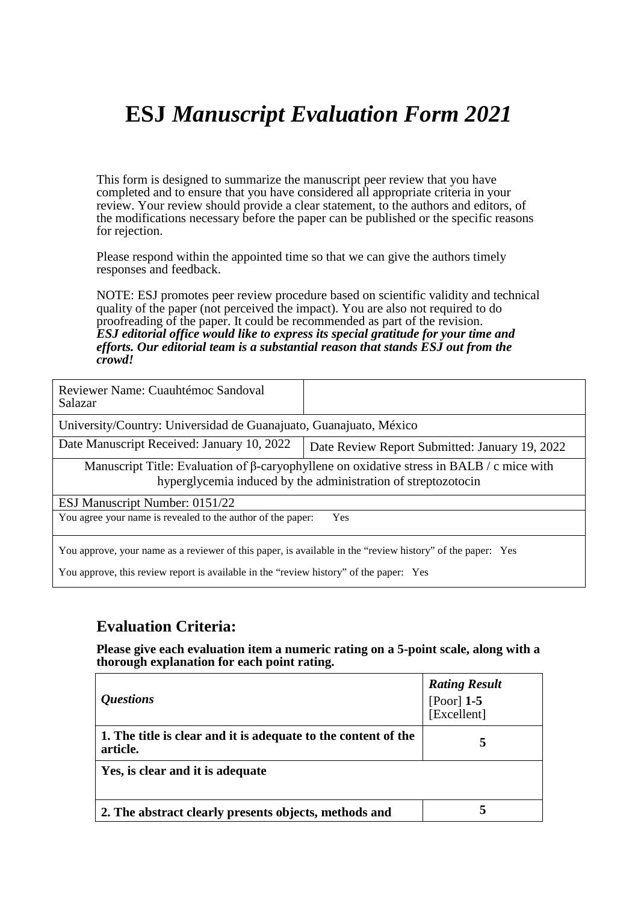# ESJ *Manuscript Evaluation Form 2021*

This form is designed to summarize the manuscript peer review that you have completed and to ensure that you have considered all appropriate criteria in your review. Your review should provide a clear statement, to the authors and editors, of the modifications necessary before the paper can be published or the specific reasons for rejection.

Please respond within the appointed time so that we can give the authors timely responses and feedback.

NOTE: ESJ promotes peer review procedure based on scientific validity and technical quality of the paper (not perceived the impact). You are also not required to do proofreading of the paper. It could be recommended as part of the revision.
***ESJ editorial office would like to express its special gratitude for your time and efforts. Our editorial team is a substantial reason that stands ESJ out from the crowd!***

| Reviewer Name: Cuauhtémoc Sandoval Salazar | |
|---|---|
| University/Country: Universidad de Guanajuato, Guanajuato, México | |
| Date Manuscript Received: January 10, 2022 | Date Review Report Submitted: January 19, 2022 |
| Manuscript Title: Evaluation of β-caryophyllene on oxidative stress in BALB / c mice with hyperglycemia induced by the administration of streptozotocin | |
| ESJ Manuscript Number: 0151/22 | |
| You agree your name is revealed to the author of the paper: Yes | |
| You approve, your name as a reviewer of this paper, is available in the "review history" of the paper: Yes<br>You approve, this review report is available in the "review history" of the paper: Yes | |

## Evaluation Criteria:

**Please give each evaluation item a numeric rating on a 5-point scale, along with a thorough explanation for each point rating.**

| *Questions* | ***Rating Result*** [Poor] **1-5** [Excellent] |
|---|---|
| **1. The title is clear and it is adequate to the content of the article.** | **5** |
| **Yes, is clear and it is adequate** | |
| **2. The abstract clearly presents objects, methods and** | **5** |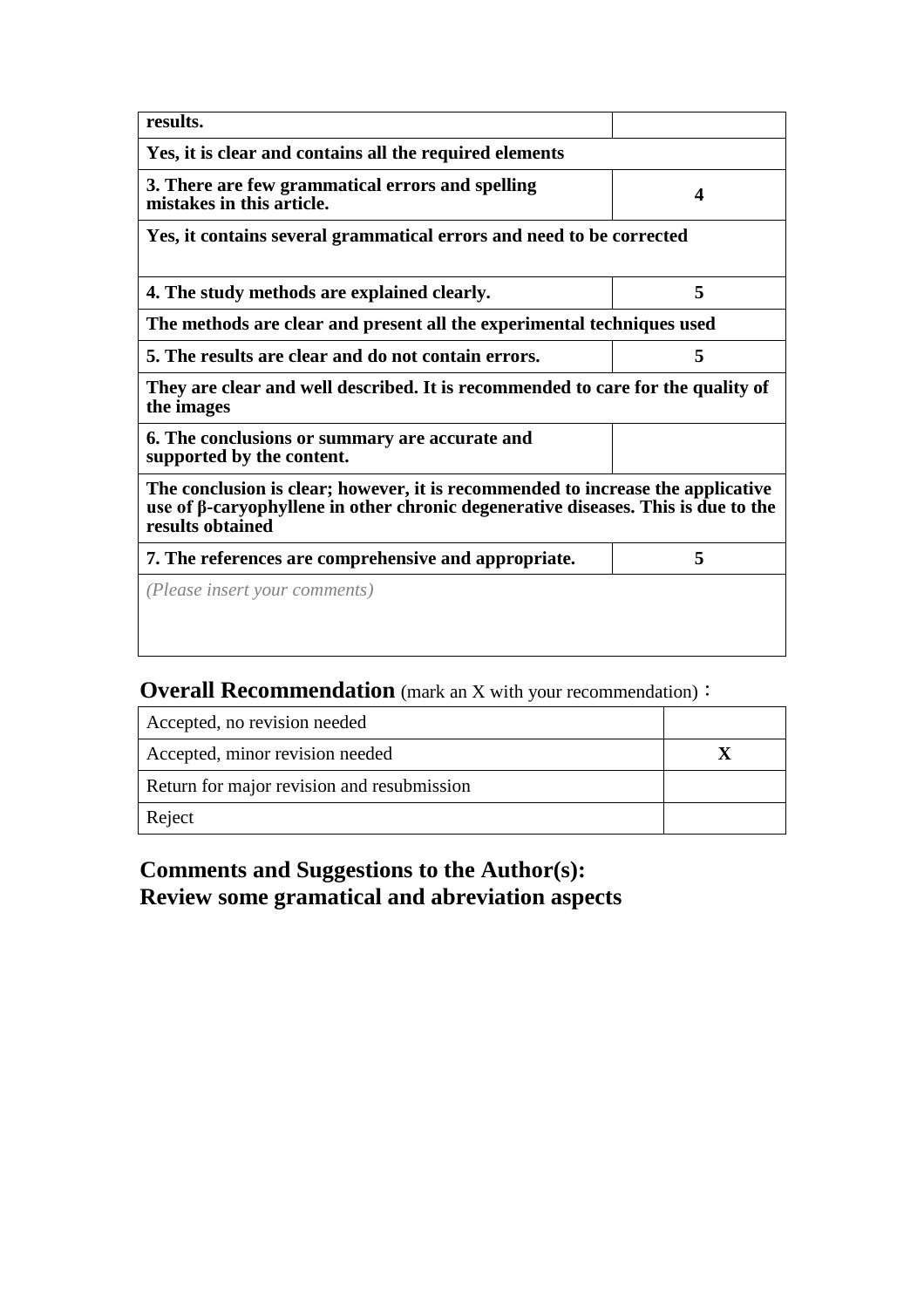| **results.** | |
|---|---|
| **Yes, it is clear and contains all the required elements** | |
| **3. There are few grammatical errors and spelling mistakes in this article.** | **4** |
| **Yes, it contains several grammatical errors and need to be corrected** | |
| **4. The study methods are explained clearly.** | **5** |
| **The methods are clear and present all the experimental techniques used** | |
| **5. The results are clear and do not contain errors.** | **5** |
| **They are clear and well described. It is recommended to care for the quality of the images** | |
| **6. The conclusions or summary are accurate and supported by the content.** | |
| **The conclusion is clear; however, it is recommended to increase the applicative use of β-caryophyllene in other chronic degenerative diseases. This is due to the results obtained** | |
| **7. The references are comprehensive and appropriate.** | **5** |
| *(Please insert your comments)* | |

**Overall Recommendation** (mark an X with your recommendation)：

| Accepted, no revision needed | |
|---|---|
| Accepted, minor revision needed | **X** |
| Return for major revision and resubmission | |
| Reject | |

**Comments and Suggestions to the Author(s):**
**Review some gramatical and abreviation aspects**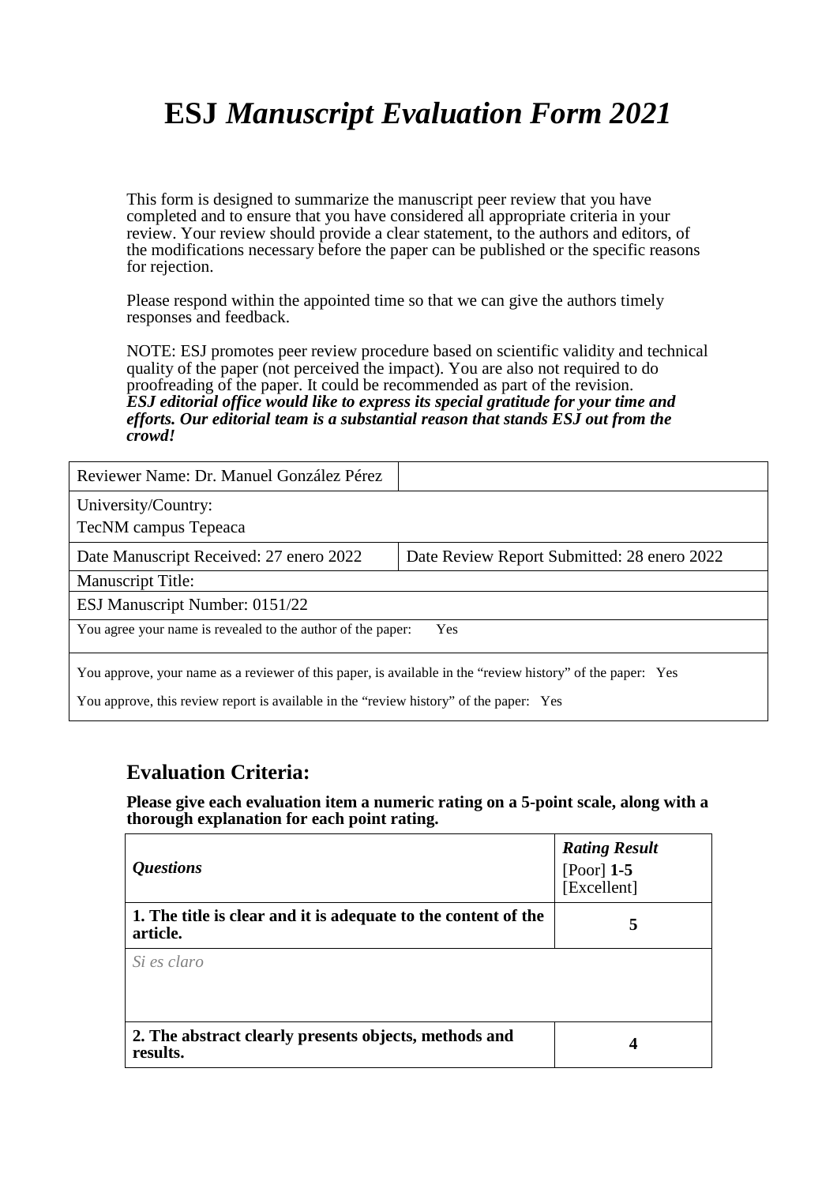# ESJ *Manuscript Evaluation Form 2021*

This form is designed to summarize the manuscript peer review that you have completed and to ensure that you have considered all appropriate criteria in your review. Your review should provide a clear statement, to the authors and editors, of the modifications necessary before the paper can be published or the specific reasons for rejection.

Please respond within the appointed time so that we can give the authors timely responses and feedback.

NOTE: ESJ promotes peer review procedure based on scientific validity and technical quality of the paper (not perceived the impact). You are also not required to do proofreading of the paper. It could be recommended as part of the revision.
***ESJ editorial office would like to express its special gratitude for your time and efforts. Our editorial team is a substantial reason that stands ESJ out from the crowd!***

| Reviewer Name: Dr. Manuel González Pérez | |
|---|---|
| University/Country: TecNM campus Tepeaca | |
| Date Manuscript Received: 27 enero 2022 | Date Review Report Submitted: 28 enero 2022 |
| Manuscript Title: | |
| ESJ Manuscript Number: 0151/22 | |
| You agree your name is revealed to the author of the paper: Yes | |
| You approve, your name as a reviewer of this paper, is available in the “review history” of the paper: Yes<br>You approve, this review report is available in the “review history” of the paper: Yes | |

## Evaluation Criteria:

**Please give each evaluation item a numeric rating on a 5-point scale, along with a thorough explanation for each point rating.**

| *Questions* | ***Rating Result*** [Poor] **1-5** [Excellent] |
|---|---|
| **1. The title is clear and it is adequate to the content of the article.** | **5** |
| *Si es claro* | |
| **2. The abstract clearly presents objects, methods and results.** | **4** |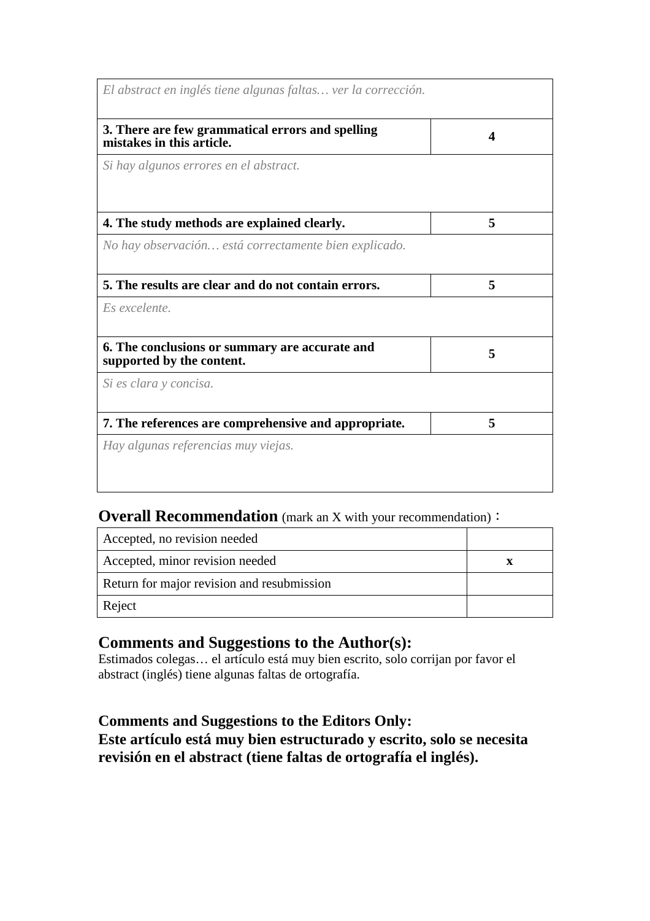| | |
|---|---|
| *El abstract en inglés tiene algunas faltas… ver la corrección.* | |
| **3. There are few grammatical errors and spelling mistakes in this article.** | **4** |
| *Si hay algunos errores en el abstract.* | |
| **4. The study methods are explained clearly.** | **5** |
| *No hay observación… está correctamente bien explicado.* | |
| **5. The results are clear and do not contain errors.** | **5** |
| *Es excelente.* | |
| **6. The conclusions or summary are accurate and supported by the content.** | **5** |
| *Si es clara y concisa.* | |
| **7. The references are comprehensive and appropriate.** | **5** |
| *Hay algunas referencias muy viejas.* | |

## Overall Recommendation (mark an X with your recommendation)：

| | |
|---|---|
| Accepted, no revision needed | |
| Accepted, minor revision needed | **x** |
| Return for major revision and resubmission | |
| Reject | |

## Comments and Suggestions to the Author(s):

Estimados colegas… el artículo está muy bien escrito, solo corrijan por favor el abstract (inglés) tiene algunas faltas de ortografía.

## Comments and Suggestions to the Editors Only:

**Este artículo está muy bien estructurado y escrito, solo se necesita revisión en el abstract (tiene faltas de ortografía el inglés).**